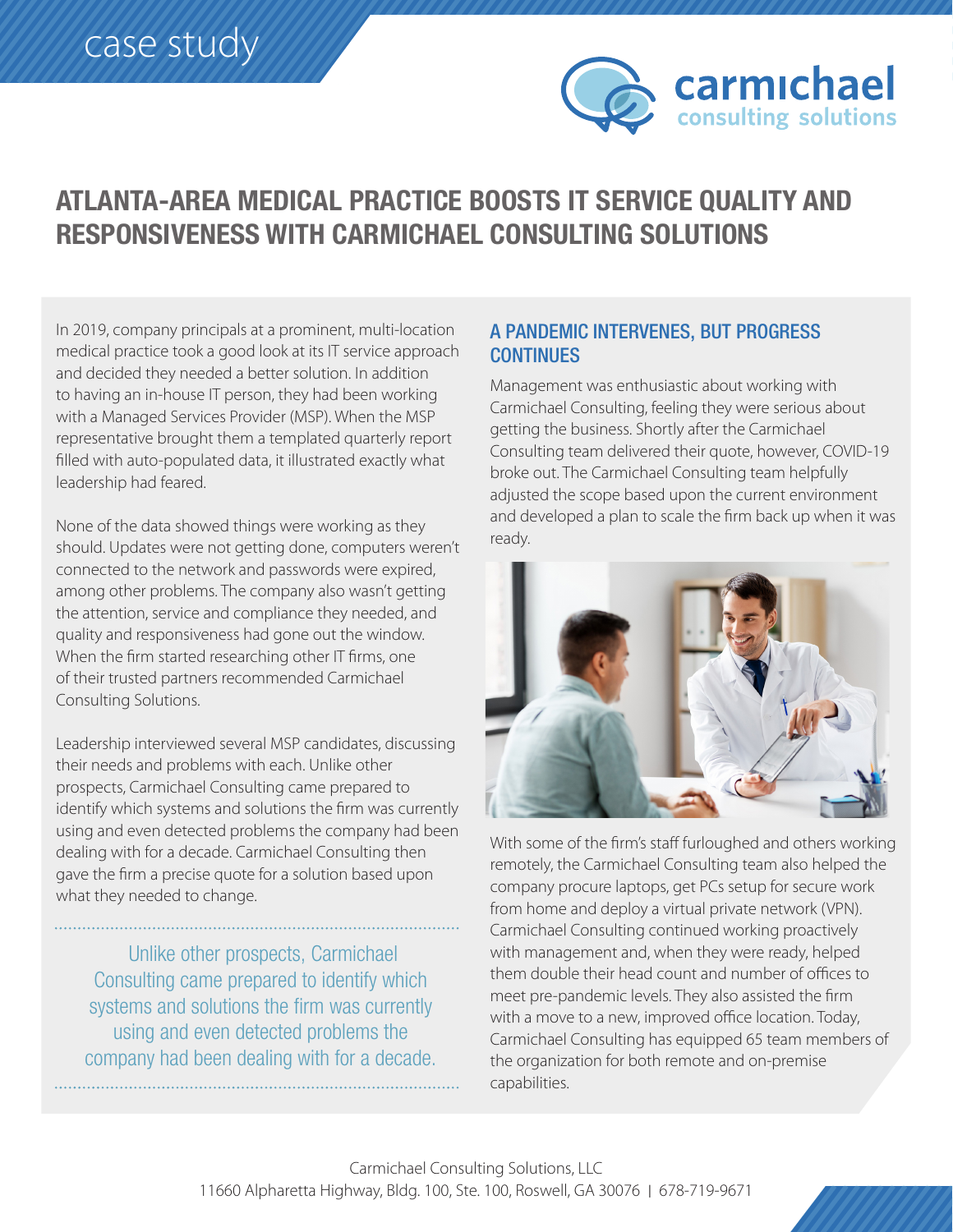case study

carmichael consulting solutions

# ATLANTA-AREA MEDICAL PRACTICE BOOSTS IT SERVICE QUALITY AND RESPONSIVENESS WITH CARMICHAEL CONSULTING SOLUTIONS

In 2019, company principals at a prominent, multi-location medical practice took a good look at its IT service approach and decided they needed a better solution. In addition to having an in-house IT person, they had been working with a Managed Services Provider (MSP). When the MSP representative brought them a templated quarterly report filled with auto-populated data, it illustrated exactly what leadership had feared.

None of the data showed things were working as they should. Updates were not getting done, computers weren't connected to the network and passwords were expired, among other problems. The company also wasn't getting the attention, service and compliance they needed, and quality and responsiveness had gone out the window. When the firm started researching other IT firms, one of their trusted partners recommended Carmichael Consulting Solutions.

Leadership interviewed several MSP candidates, discussing their needs and problems with each. Unlike other prospects, Carmichael Consulting came prepared to identify which systems and solutions the firm was currently using and even detected problems the company had been dealing with for a decade. Carmichael Consulting then gave the firm a precise quote for a solution based upon what they needed to change.

> Unlike other prospects, Carmichael Consulting came prepared to identify which systems and solutions the firm was currently using and even detected problems the company had been dealing with for a decade.

## A PANDEMIC INTERVENES, BUT PROGRESS CONTINUES

Management was enthusiastic about working with Carmichael Consulting, feeling they were serious about getting the business. Shortly after the Carmichael Consulting team delivered their quote, however, COVID-19 broke out. The Carmichael Consulting team helpfully adjusted the scope based upon the current environment and developed a plan to scale the firm back up when it was ready.

With some of the firm's staff furloughed and others working remotely, the Carmichael Consulting team also helped the company procure laptops, get PCs setup for secure work from home and deploy a virtual private network (VPN). Carmichael Consulting continued working proactively with management and, when they were ready, helped them double their head count and number of offices to meet pre-pandemic levels. They also assisted the firm with a move to a new, improved office location. Today, Carmichael Consulting has equipped 65 team members of the organization for both remote and on-premise capabilities.

Carmichael Consulting Solutions, LLC
11660 Alpharetta Highway, Bldg. 100, Ste. 100, Roswell, GA 30076 | 678-719-9671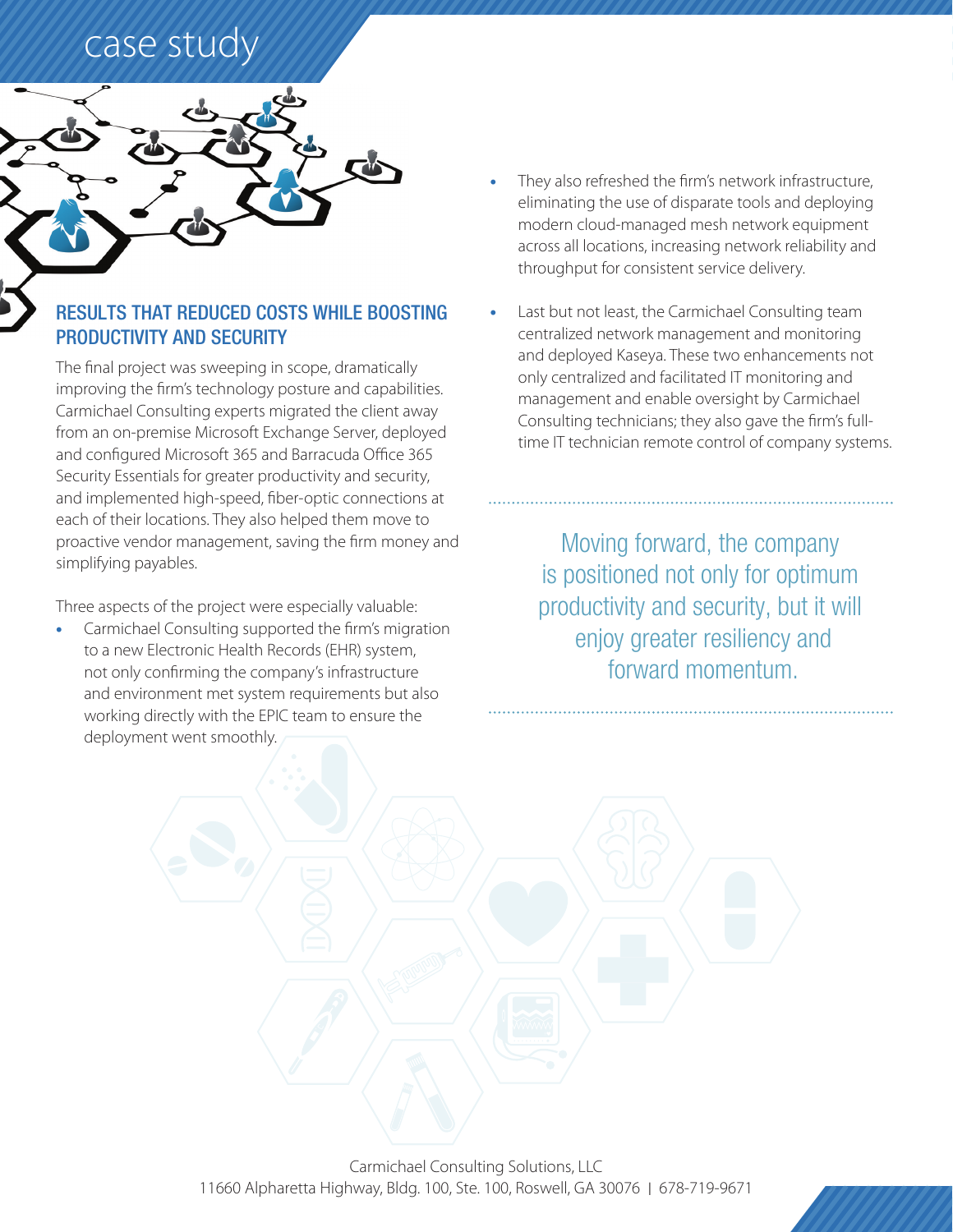## RESULTS THAT REDUCED COSTS WHILE BOOSTING PRODUCTIVITY AND SECURITY

The final project was sweeping in scope, dramatically improving the firm's technology posture and capabilities. Carmichael Consulting experts migrated the client away from an on-premise Microsoft Exchange Server, deployed and configured Microsoft 365 and Barracuda Office 365 Security Essentials for greater productivity and security, and implemented high-speed, fiber-optic connections at each of their locations. They also helped them move to proactive vendor management, saving the firm money and simplifying payables.

Three aspects of the project were especially valuable:

- Carmichael Consulting supported the firm's migration to a new Electronic Health Records (EHR) system, not only confirming the company's infrastructure and environment met system requirements but also working directly with the EPIC team to ensure the deployment went smoothly.
- They also refreshed the firm's network infrastructure, eliminating the use of disparate tools and deploying modern cloud-managed mesh network equipment across all locations, increasing network reliability and throughput for consistent service delivery.
- Last but not least, the Carmichael Consulting team centralized network management and monitoring and deployed Kaseya. These two enhancements not only centralized and facilitated IT monitoring and management and enable oversight by Carmichael Consulting technicians; they also gave the firm's full-time IT technician remote control of company systems.

Moving forward, the company is positioned not only for optimum productivity and security, but it will enjoy greater resiliency and forward momentum.

Carmichael Consulting Solutions, LLC
11660 Alpharetta Highway, Bldg. 100, Ste. 100, Roswell, GA 30076 | 678-719-9671